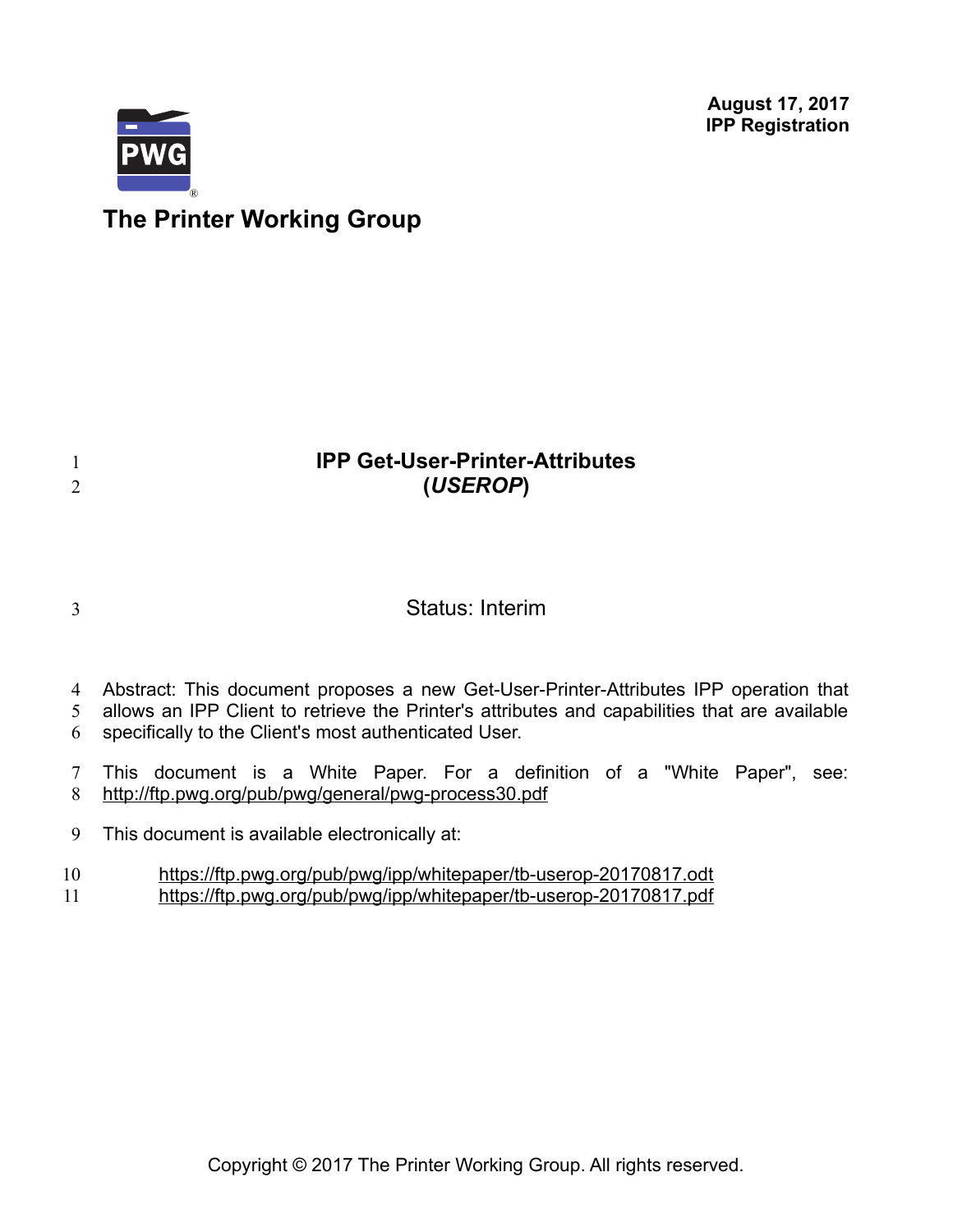**August 17, 2017**
**IPP Registration**

**The Printer Working Group**

# IPP Get-User-Printer-Attributes (*USEROP*)

Status: Interim

Abstract: This document proposes a new Get-User-Printer-Attributes IPP operation that allows an IPP Client to retrieve the Printer's attributes and capabilities that are available specifically to the Client's most authenticated User.

This document is a White Paper. For a definition of a "White Paper", see: http://ftp.pwg.org/pub/pwg/general/pwg-process30.pdf

This document is available electronically at:

https://ftp.pwg.org/pub/pwg/ipp/whitepaper/tb-userop-20170817.odt
https://ftp.pwg.org/pub/pwg/ipp/whitepaper/tb-userop-20170817.pdf

Copyright © 2017 The Printer Working Group. All rights reserved.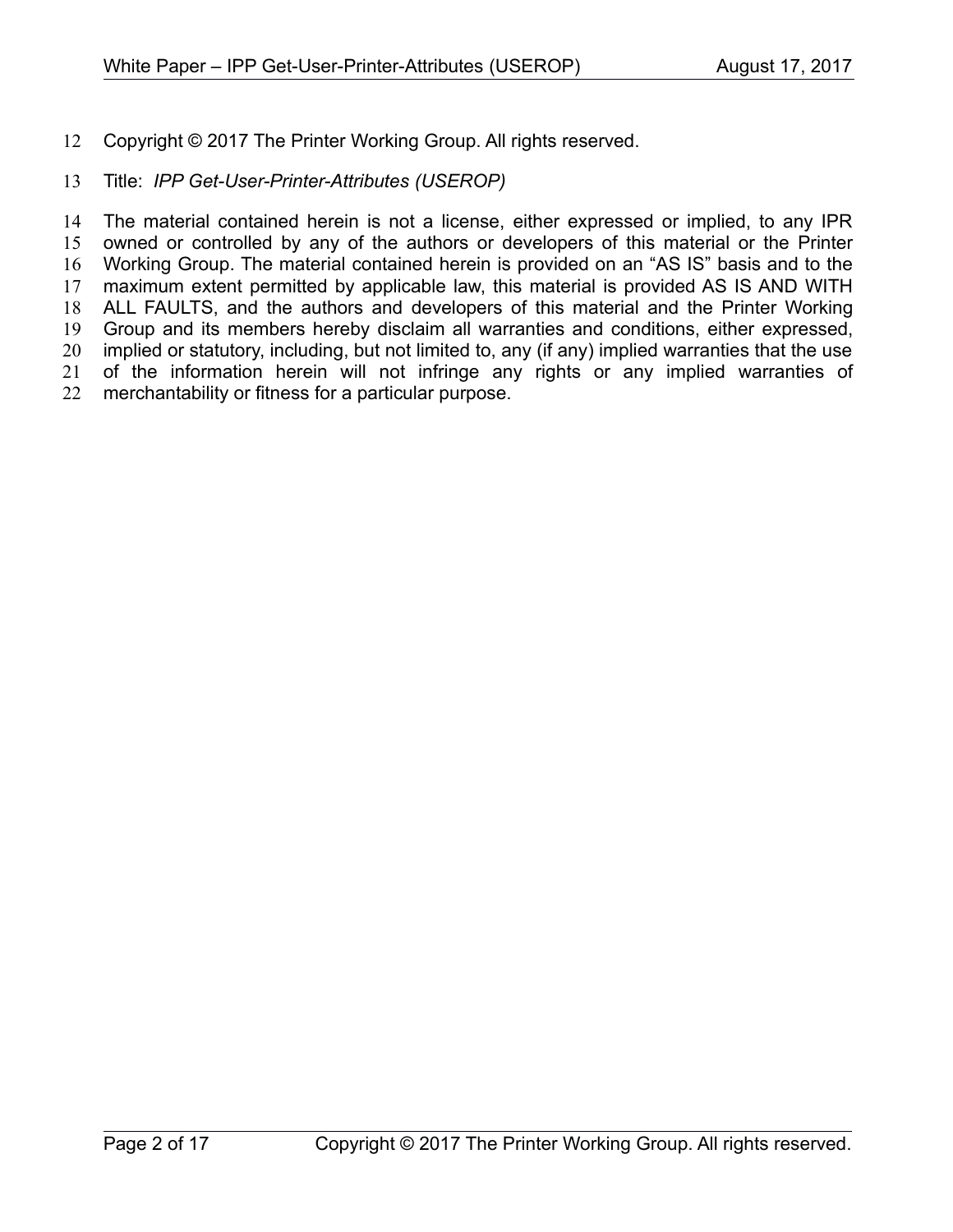Copyright © 2017 The Printer Working Group. All rights reserved.

Title: *IPP Get-User-Printer-Attributes (USEROP)*

The material contained herein is not a license, either expressed or implied, to any IPR owned or controlled by any of the authors or developers of this material or the Printer Working Group. The material contained herein is provided on an "AS IS" basis and to the maximum extent permitted by applicable law, this material is provided AS IS AND WITH ALL FAULTS, and the authors and developers of this material and the Printer Working Group and its members hereby disclaim all warranties and conditions, either expressed, implied or statutory, including, but not limited to, any (if any) implied warranties that the use of the information herein will not infringe any rights or any implied warranties of merchantability or fitness for a particular purpose.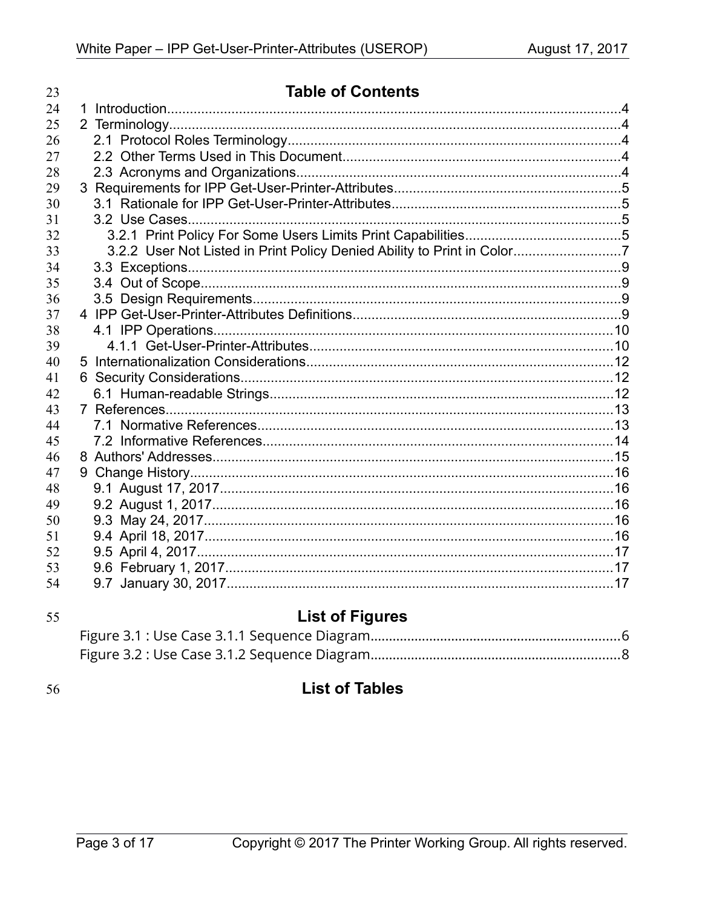# Table of Contents

1 Introduction....................................................................................................................4
2 Terminology....................................................................................................................4
   2.1 Protocol Roles Terminology.......................................................................................4
   2.2 Other Terms Used in This Document.........................................................................4
   2.3 Acronyms and Organizations.....................................................................................4
3 Requirements for IPP Get-User-Printer-Attributes...........................................................5
   3.1 Rationale for IPP Get-User-Printer-Attributes............................................................5
   3.2 Use Cases.................................................................................................................5
      3.2.1 Print Policy For Some Users Limits Print Capabilities.........................................5
      3.2.2 User Not Listed in Print Policy Denied Ability to Print in Color............................7
   3.3 Exceptions.................................................................................................................9
   3.4 Out of Scope..............................................................................................................9
   3.5 Design Requirements................................................................................................9
4 IPP Get-User-Printer-Attributes Definitions......................................................................9
   4.1 IPP Operations.........................................................................................................10
      4.1.1 Get-User-Printer-Attributes...............................................................................10
5 Internationalization Considerations................................................................................12
6 Security Considerations.................................................................................................12
   6.1 Human-readable Strings..........................................................................................12
7 References.....................................................................................................................13
   7.1 Normative References.............................................................................................13
   7.2 Informative References............................................................................................14
8 Authors' Addresses.........................................................................................................15
9 Change History...............................................................................................................16
   9.1 August 17, 2017.......................................................................................................16
   9.2 August 1, 2017.........................................................................................................16
   9.3 May 24, 2017...........................................................................................................16
   9.4 April 18, 2017...........................................................................................................16
   9.5 April 4, 2017.............................................................................................................17
   9.6 February 1, 2017......................................................................................................17
   9.7 January 30, 2017.....................................................................................................17

# List of Figures

Figure 3.1 : Use Case 3.1.1 Sequence Diagram..................................................................6
Figure 3.2 : Use Case 3.1.2 Sequence Diagram..................................................................8

# List of Tables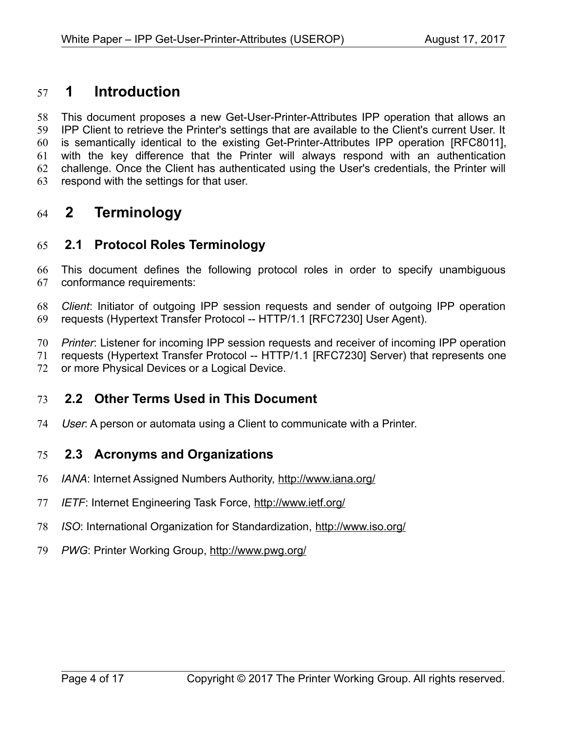# 1 Introduction

This document proposes a new Get-User-Printer-Attributes IPP operation that allows an IPP Client to retrieve the Printer's settings that are available to the Client's current User. It is semantically identical to the existing Get-Printer-Attributes IPP operation [RFC8011], with the key difference that the Printer will always respond with an authentication challenge. Once the Client has authenticated using the User's credentials, the Printer will respond with the settings for that user.

# 2 Terminology

## 2.1 Protocol Roles Terminology

This document defines the following protocol roles in order to specify unambiguous conformance requirements:

*Client*: Initiator of outgoing IPP session requests and sender of outgoing IPP operation requests (Hypertext Transfer Protocol -- HTTP/1.1 [RFC7230] User Agent).

*Printer*: Listener for incoming IPP session requests and receiver of incoming IPP operation requests (Hypertext Transfer Protocol -- HTTP/1.1 [RFC7230] Server) that represents one or more Physical Devices or a Logical Device.

## 2.2 Other Terms Used in This Document

*User*: A person or automata using a Client to communicate with a Printer.

## 2.3 Acronyms and Organizations

*IANA*: Internet Assigned Numbers Authority, http://www.iana.org/

*IETF*: Internet Engineering Task Force, http://www.ietf.org/

*ISO*: International Organization for Standardization, http://www.iso.org/

*PWG*: Printer Working Group, http://www.pwg.org/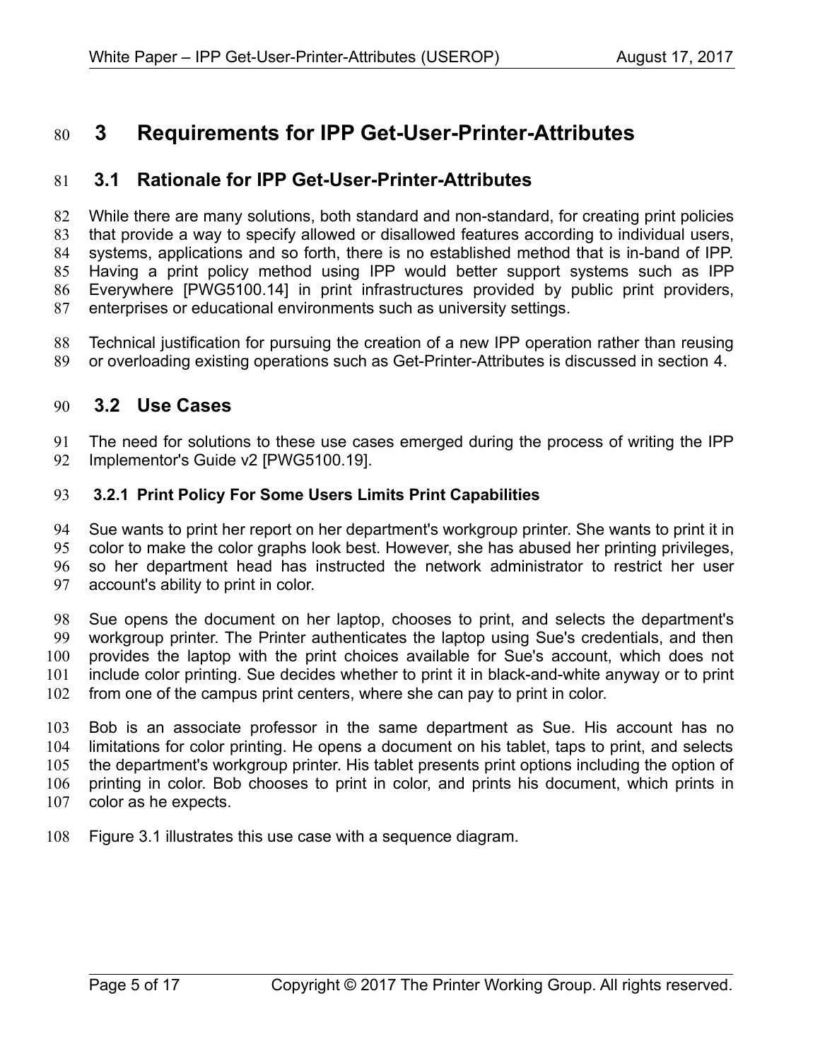# 3 Requirements for IPP Get-User-Printer-Attributes

## 3.1 Rationale for IPP Get-User-Printer-Attributes

While there are many solutions, both standard and non-standard, for creating print policies that provide a way to specify allowed or disallowed features according to individual users, systems, applications and so forth, there is no established method that is in-band of IPP. Having a print policy method using IPP would better support systems such as IPP Everywhere [PWG5100.14] in print infrastructures provided by public print providers, enterprises or educational environments such as university settings.

Technical justification for pursuing the creation of a new IPP operation rather than reusing or overloading existing operations such as Get-Printer-Attributes is discussed in section 4.

## 3.2 Use Cases

The need for solutions to these use cases emerged during the process of writing the IPP Implementor's Guide v2 [PWG5100.19].

### 3.2.1 Print Policy For Some Users Limits Print Capabilities

Sue wants to print her report on her department's workgroup printer. She wants to print it in color to make the color graphs look best. However, she has abused her printing privileges, so her department head has instructed the network administrator to restrict her user account's ability to print in color.

Sue opens the document on her laptop, chooses to print, and selects the department's workgroup printer. The Printer authenticates the laptop using Sue's credentials, and then provides the laptop with the print choices available for Sue's account, which does not include color printing. Sue decides whether to print it in black-and-white anyway or to print from one of the campus print centers, where she can pay to print in color.

Bob is an associate professor in the same department as Sue. His account has no limitations for color printing. He opens a document on his tablet, taps to print, and selects the department's workgroup printer. His tablet presents print options including the option of printing in color. Bob chooses to print in color, and prints his document, which prints in color as he expects.

Figure 3.1 illustrates this use case with a sequence diagram.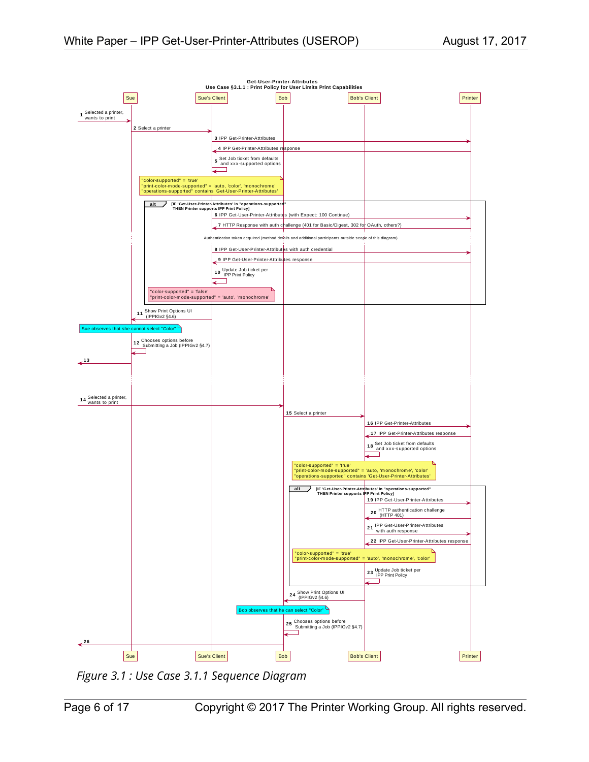**Get-User-Printer-Attributes**
**Use Case §3.1.1 : Print Policy for User Limits Print Capabilities**

Participants: Sue, Sue's Client, Bob, Bob's Client, Printer

1. Selected a printer, wants to print
2. Select a printer
3. IPP Get-Printer-Attributes
4. IPP Get-Printer-Attributes response
5. Set Job ticket from defaults and xxx-supported options

"color-supported" = 'true'
"print-color-mode-supported" = 'auto, 'color', 'monochrome'
"operations-supported" contains 'Get-User-Printer-Attributes'

alt [IF 'Get-User-Printer-Attributes' in "operations-supported" THEN Printer supports IPP Print Policy]

6. IPP Get-User-Printer-Attributes (with Expect: 100 Continue)
7. HTTP Response with auth challenge (401 for Basic/Digest, 302 for OAuth, others?)

Authentication token acquired (method details and additional participants outside scope of this diagram)

8. IPP Get-User-Printer-Attributes with auth credential
9. IPP Get-User-Printer-Attributes response
10. Update Job ticket per IPP Print Policy

"color-supported" = 'false'
"print-color-mode-supported" = 'auto', 'monochrome'

11. Show Print Options UI (IPPIGv2 §4.6)

Sue observes that she cannot select "Color"

12. Chooses options before Submitting a Job (IPPIGv2 §4.7)
13.

14. Selected a printer, wants to print
15. Select a printer
16. IPP Get-Printer-Attributes
17. IPP Get-Printer-Attributes response
18. Set Job ticket from defaults and xxx-supported options

"color-supported" = 'true'
"print-color-mode-supported" = 'auto, 'monochrome', 'color'
"operations-supported" contains 'Get-User-Printer-Attributes'

alt [IF 'Get-User-Printer-Attributes' in "operations-supported" THEN Printer supports IPP Print Policy]

19. IPP Get-User-Printer-Attributes
20. HTTP authentication challenge (HTTP 401)
21. IPP Get-User-Printer-Attributes with auth response
22. IPP Get-User-Printer-Attributes response

"color-supported" = 'true'
"print-color-mode-supported" = 'auto', 'monochrome', 'color'

23. Update Job ticket per IPP Print Policy
24. Show Print Options UI (IPPIGv2 §4.6)

Bob observes that he can select "Color"

25. Chooses options before Submitting a Job (IPPIGv2 §4.7)
26.

*Figure 3.1 : Use Case 3.1.1 Sequence Diagram*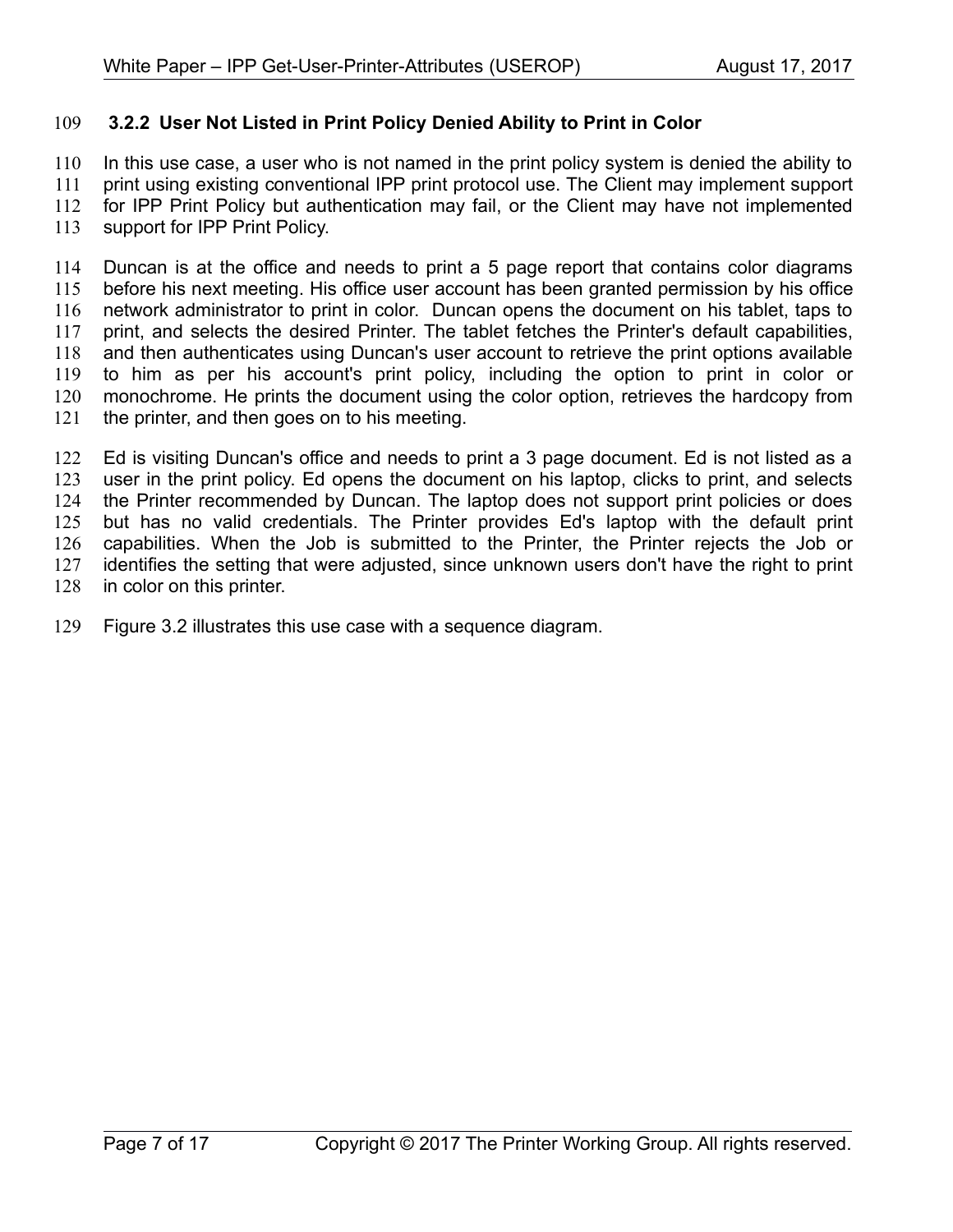### 3.2.2 User Not Listed in Print Policy Denied Ability to Print in Color

In this use case, a user who is not named in the print policy system is denied the ability to print using existing conventional IPP print protocol use. The Client may implement support for IPP Print Policy but authentication may fail, or the Client may have not implemented support for IPP Print Policy.

Duncan is at the office and needs to print a 5 page report that contains color diagrams before his next meeting. His office user account has been granted permission by his office network administrator to print in color. Duncan opens the document on his tablet, taps to print, and selects the desired Printer. The tablet fetches the Printer's default capabilities, and then authenticates using Duncan's user account to retrieve the print options available to him as per his account's print policy, including the option to print in color or monochrome. He prints the document using the color option, retrieves the hardcopy from the printer, and then goes on to his meeting.

Ed is visiting Duncan's office and needs to print a 3 page document. Ed is not listed as a user in the print policy. Ed opens the document on his laptop, clicks to print, and selects the Printer recommended by Duncan. The laptop does not support print policies or does but has no valid credentials. The Printer provides Ed's laptop with the default print capabilities. When the Job is submitted to the Printer, the Printer rejects the Job or identifies the setting that were adjusted, since unknown users don't have the right to print in color on this printer.

Figure 3.2 illustrates this use case with a sequence diagram.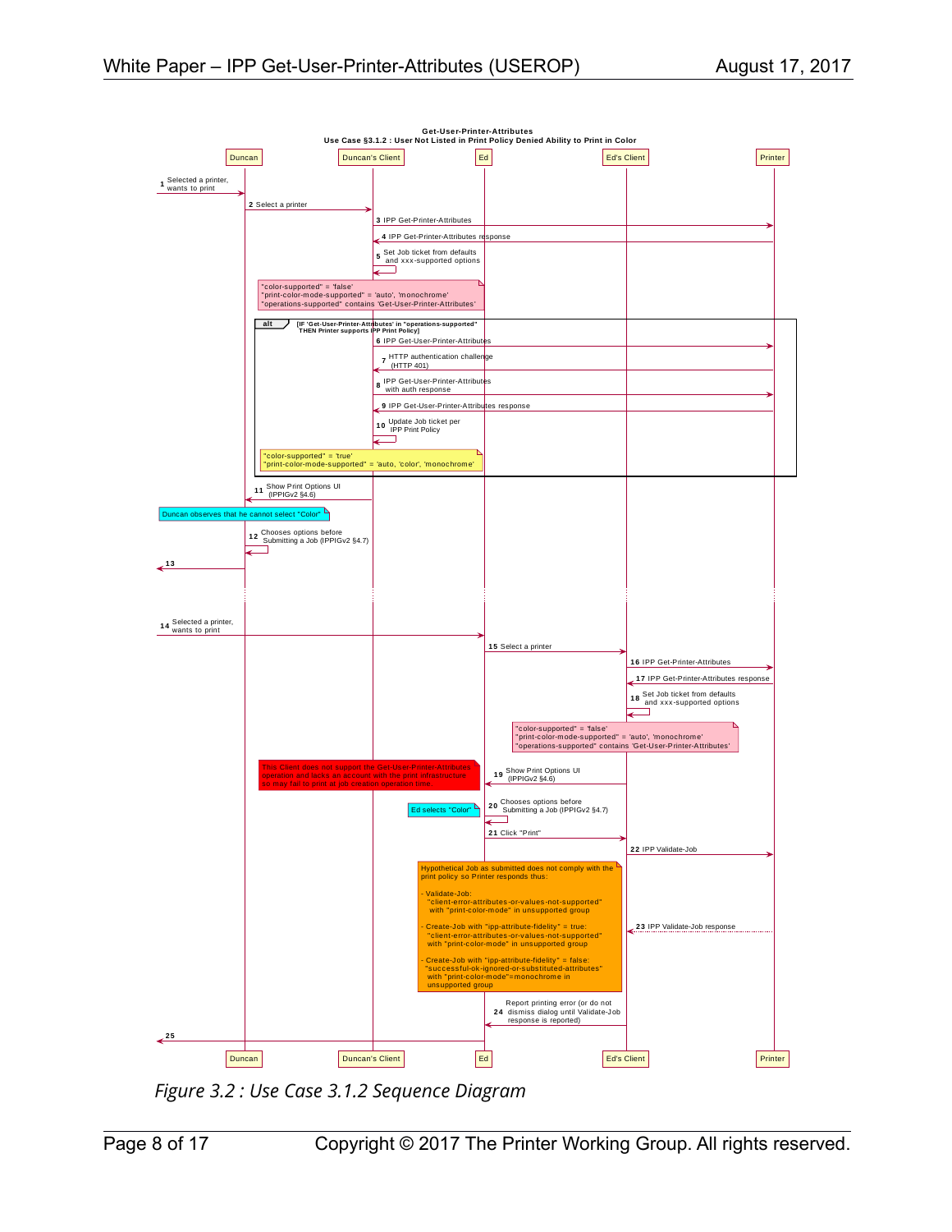**Get-User-Printer-Attributes**
**Use Case §3.1.2 : User Not Listed in Print Policy Denied Ability to Print in Color**

Participants: Duncan, Duncan's Client, Ed, Ed's Client, Printer

1. Selected a printer, wants to print
2. Select a printer
3. IPP Get-Printer-Attributes
4. IPP Get-Printer-Attributes response
5. Set Job ticket from defaults and xxx-supported options

"color-supported" = 'false'
"print-color-mode-supported" = 'auto', 'monochrome'
"operations-supported" contains 'Get-Printer-Attributes'

alt [IF 'Get-User-Printer-Attributes' in "operations-supported" THEN Printer supports IPP Print Policy]

6. IPP Get-User-Printer-Attributes
7. HTTP authentication challenge (HTTP 401)
8. IPP Get-User-Printer-Attributes with auth response
9. IPP Get-User-Printer-Attributes response
10. Update Job ticket per IPP Print Policy

"color-supported" = 'true'
"print-color-mode-supported" = 'auto, 'color', 'monochrome'

11. Show Print Options UI (IPPIGv2 §4.6)

Duncan observes that he cannot select "Color"

12. Chooses options before Submitting a Job (IPPIGv2 §4.7)
13.

14. Selected a printer, wants to print
15. Select a printer
16. IPP Get-Printer-Attributes
17. IPP Get-Printer-Attributes response
18. Set Job ticket from defaults and xxx-supported options

"color-supported" = 'false'
"print-color-mode-supported" = 'auto', 'monochrome'
"operations-supported" contains 'Get-Printer-Attributes'

This Client does not support the Get-User-Printer-Attributes operation and lacks an account with the print infrastructure so may fail to print at job creation operation time.

19. Show Print Options UI (IPPIGv2 §4.6)

Ed selects "Color"

20. Chooses options before Submitting a Job (IPPIGv2 §4.7)
21. Click "Print"
22. IPP Validate-Job

Hypothetical Job as submitted does not comply with the print policy so Printer responds thus:

- Validate-Job:
  "client-error-attributes-or-values-not-supported" with "print-color-mode" in unsupported group
- Create-Job with "ipp-attribute-fidelity" = true:
  "client-error-attributes-or-values-not-supported" with "print-color-mode" in unsupported group
- Create-Job with "ipp-attribute-fidelity" = false:
  "successful-ok-ignored-or-substituted-attributes" with "print-color-mode"=monochrome in unsupported group

23. IPP Validate-Job response
24. Report printing error (or do not dismiss dialog until Validate-Job response is reported)
25.

*Figure 3.2 : Use Case 3.1.2 Sequence Diagram*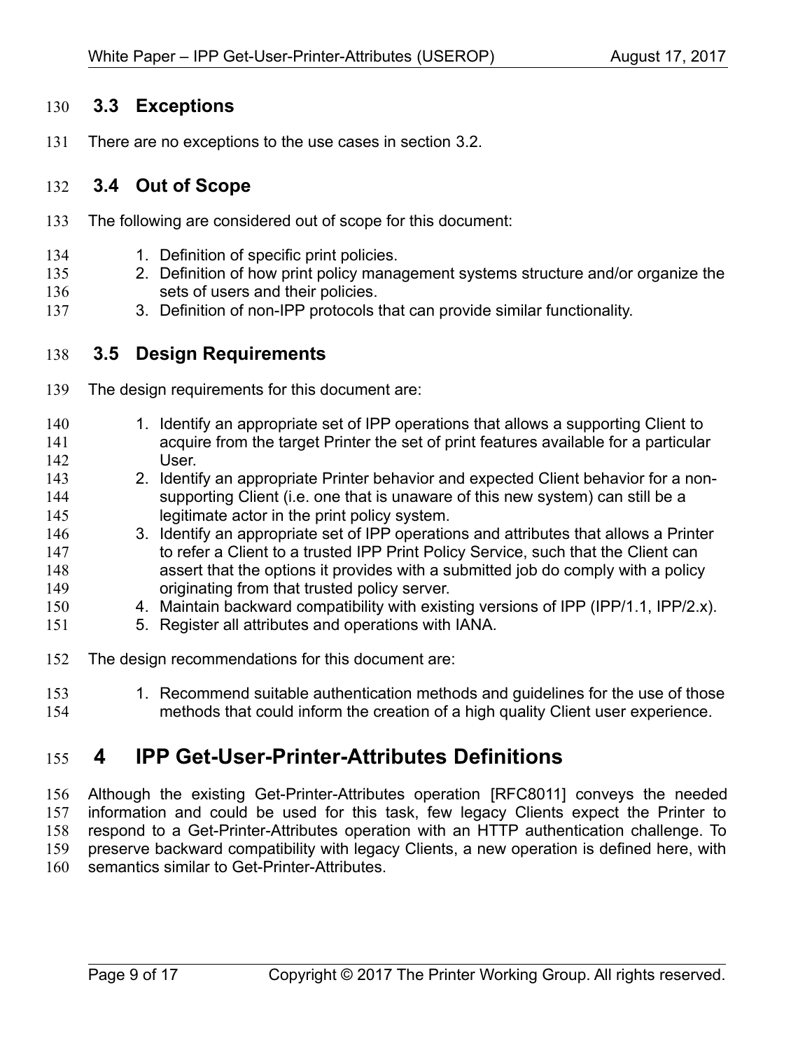## 3.3 Exceptions

There are no exceptions to the use cases in section 3.2.

## 3.4 Out of Scope

The following are considered out of scope for this document:

1. Definition of specific print policies.
2. Definition of how print policy management systems structure and/or organize the sets of users and their policies.
3. Definition of non-IPP protocols that can provide similar functionality.

## 3.5 Design Requirements

The design requirements for this document are:

1. Identify an appropriate set of IPP operations that allows a supporting Client to acquire from the target Printer the set of print features available for a particular User.
2. Identify an appropriate Printer behavior and expected Client behavior for a non-supporting Client (i.e. one that is unaware of this new system) can still be a legitimate actor in the print policy system.
3. Identify an appropriate set of IPP operations and attributes that allows a Printer to refer a Client to a trusted IPP Print Policy Service, such that the Client can assert that the options it provides with a submitted job do comply with a policy originating from that trusted policy server.
4. Maintain backward compatibility with existing versions of IPP (IPP/1.1, IPP/2.x).
5. Register all attributes and operations with IANA.

The design recommendations for this document are:

1. Recommend suitable authentication methods and guidelines for the use of those methods that could inform the creation of a high quality Client user experience.

# 4 IPP Get-User-Printer-Attributes Definitions

Although the existing Get-Printer-Attributes operation [RFC8011] conveys the needed information and could be used for this task, few legacy Clients expect the Printer to respond to a Get-Printer-Attributes operation with an HTTP authentication challenge. To preserve backward compatibility with legacy Clients, a new operation is defined here, with semantics similar to Get-Printer-Attributes.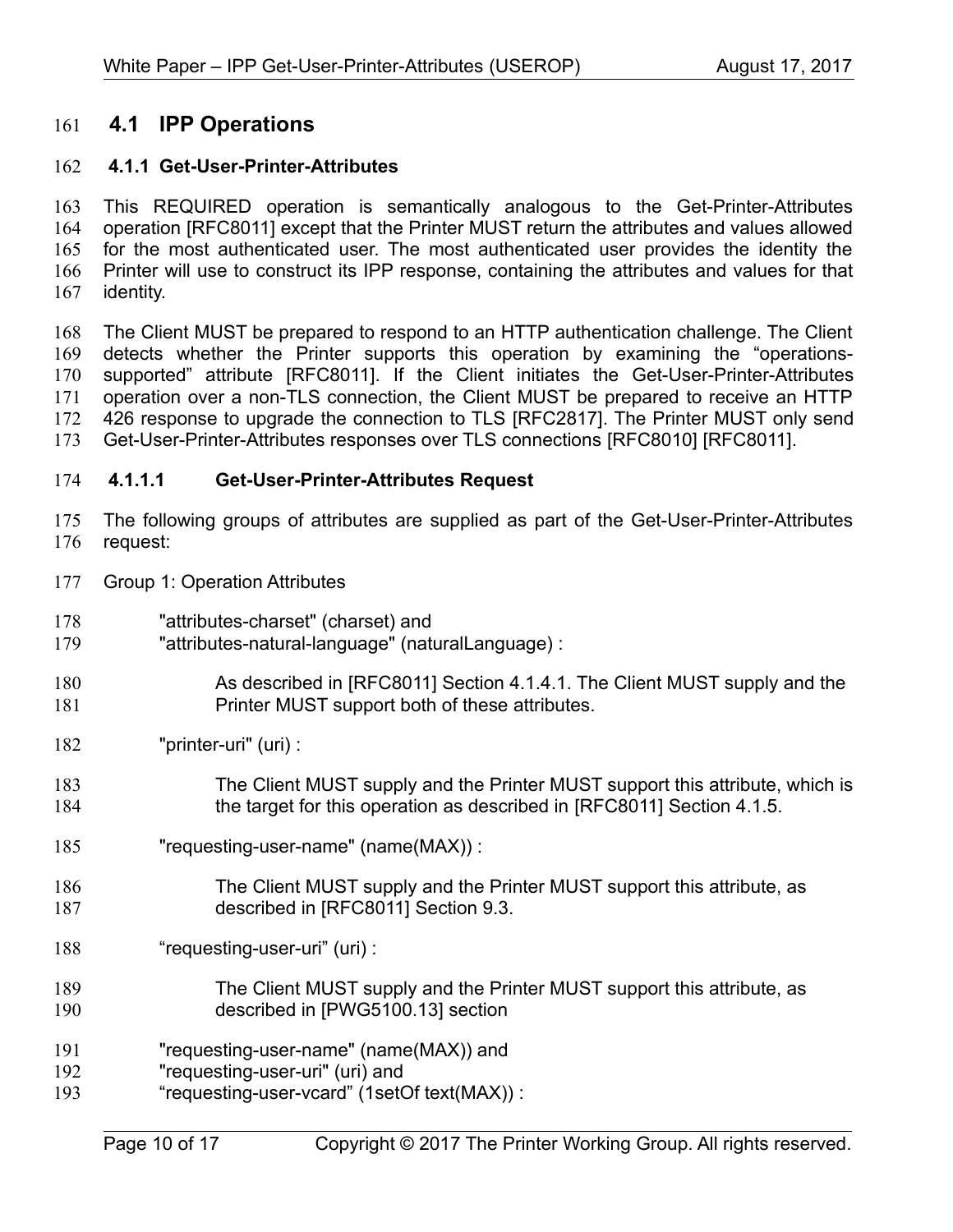## 4.1 IPP Operations

### 4.1.1 Get-User-Printer-Attributes

This REQUIRED operation is semantically analogous to the Get-Printer-Attributes operation [RFC8011] except that the Printer MUST return the attributes and values allowed for the most authenticated user. The most authenticated user provides the identity the Printer will use to construct its IPP response, containing the attributes and values for that identity.

The Client MUST be prepared to respond to an HTTP authentication challenge. The Client detects whether the Printer supports this operation by examining the “operations-supported” attribute [RFC8011]. If the Client initiates the Get-User-Printer-Attributes operation over a non-TLS connection, the Client MUST be prepared to receive an HTTP 426 response to upgrade the connection to TLS [RFC2817]. The Printer MUST only send Get-User-Printer-Attributes responses over TLS connections [RFC8010] [RFC8011].

#### 4.1.1.1 Get-User-Printer-Attributes Request

The following groups of attributes are supplied as part of the Get-User-Printer-Attributes request:

Group 1: Operation Attributes

"attributes-charset" (charset) and
"attributes-natural-language" (naturalLanguage) :

> As described in [RFC8011] Section 4.1.4.1. The Client MUST supply and the Printer MUST support both of these attributes.

"printer-uri" (uri) :

> The Client MUST supply and the Printer MUST support this attribute, which is the target for this operation as described in [RFC8011] Section 4.1.5.

"requesting-user-name" (name(MAX)) :

> The Client MUST supply and the Printer MUST support this attribute, as described in [RFC8011] Section 9.3.

“requesting-user-uri” (uri) :

> The Client MUST supply and the Printer MUST support this attribute, as described in [PWG5100.13] section

"requesting-user-name" (name(MAX)) and
"requesting-user-uri" (uri) and
“requesting-user-vcard” (1setOf text(MAX)) :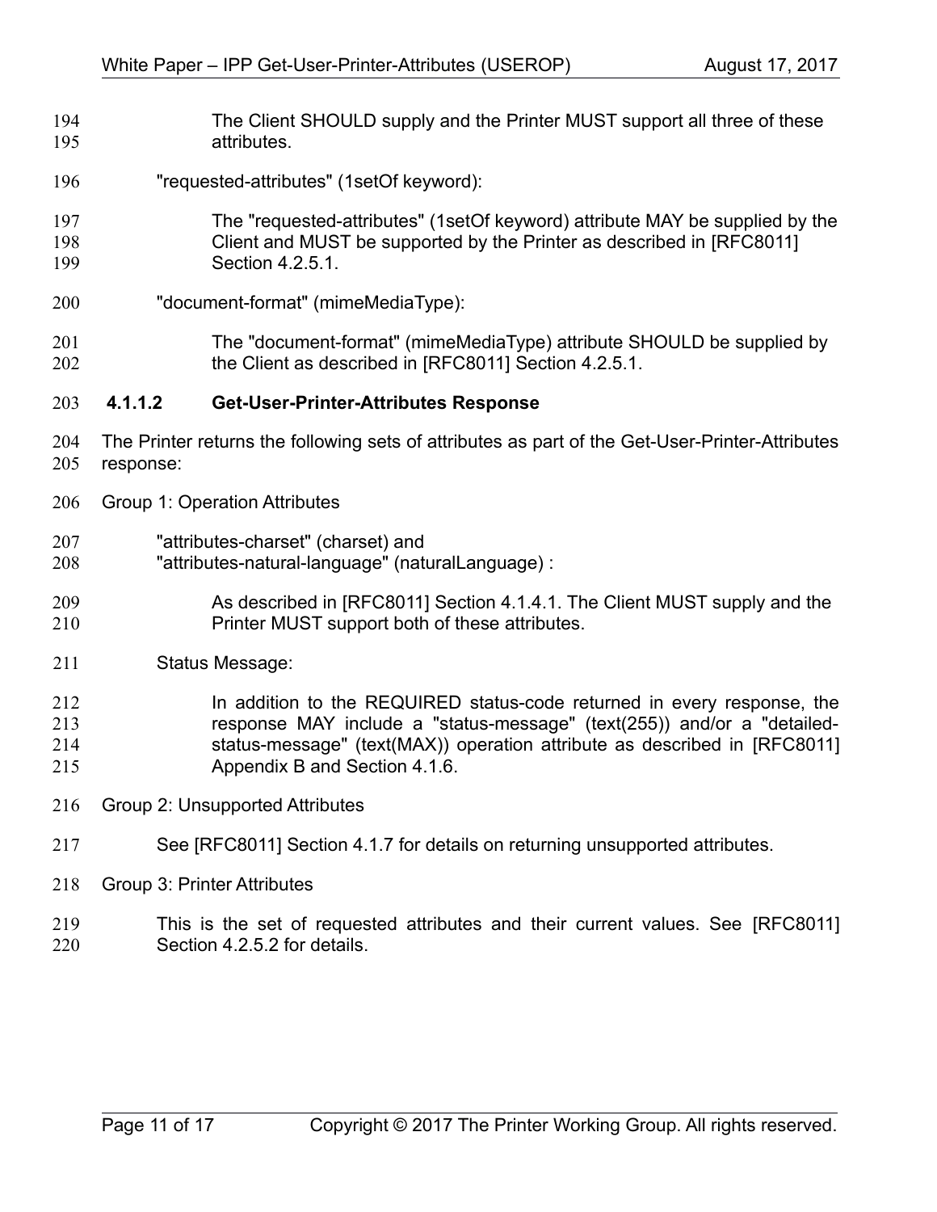The Client SHOULD supply and the Printer MUST support all three of these attributes.

"requested-attributes" (1setOf keyword):

The "requested-attributes" (1setOf keyword) attribute MAY be supplied by the Client and MUST be supported by the Printer as described in [RFC8011] Section 4.2.5.1.

"document-format" (mimeMediaType):

The "document-format" (mimeMediaType) attribute SHOULD be supplied by the Client as described in [RFC8011] Section 4.2.5.1.

#### 4.1.1.2 Get-User-Printer-Attributes Response

The Printer returns the following sets of attributes as part of the Get-User-Printer-Attributes response:

Group 1: Operation Attributes

"attributes-charset" (charset) and
"attributes-natural-language" (naturalLanguage) :

As described in [RFC8011] Section 4.1.4.1. The Client MUST supply and the Printer MUST support both of these attributes.

Status Message:

In addition to the REQUIRED status-code returned in every response, the response MAY include a "status-message" (text(255)) and/or a "detailed-status-message" (text(MAX)) operation attribute as described in [RFC8011] Appendix B and Section 4.1.6.

Group 2: Unsupported Attributes

See [RFC8011] Section 4.1.7 for details on returning unsupported attributes.

Group 3: Printer Attributes

This is the set of requested attributes and their current values. See [RFC8011] Section 4.2.5.2 for details.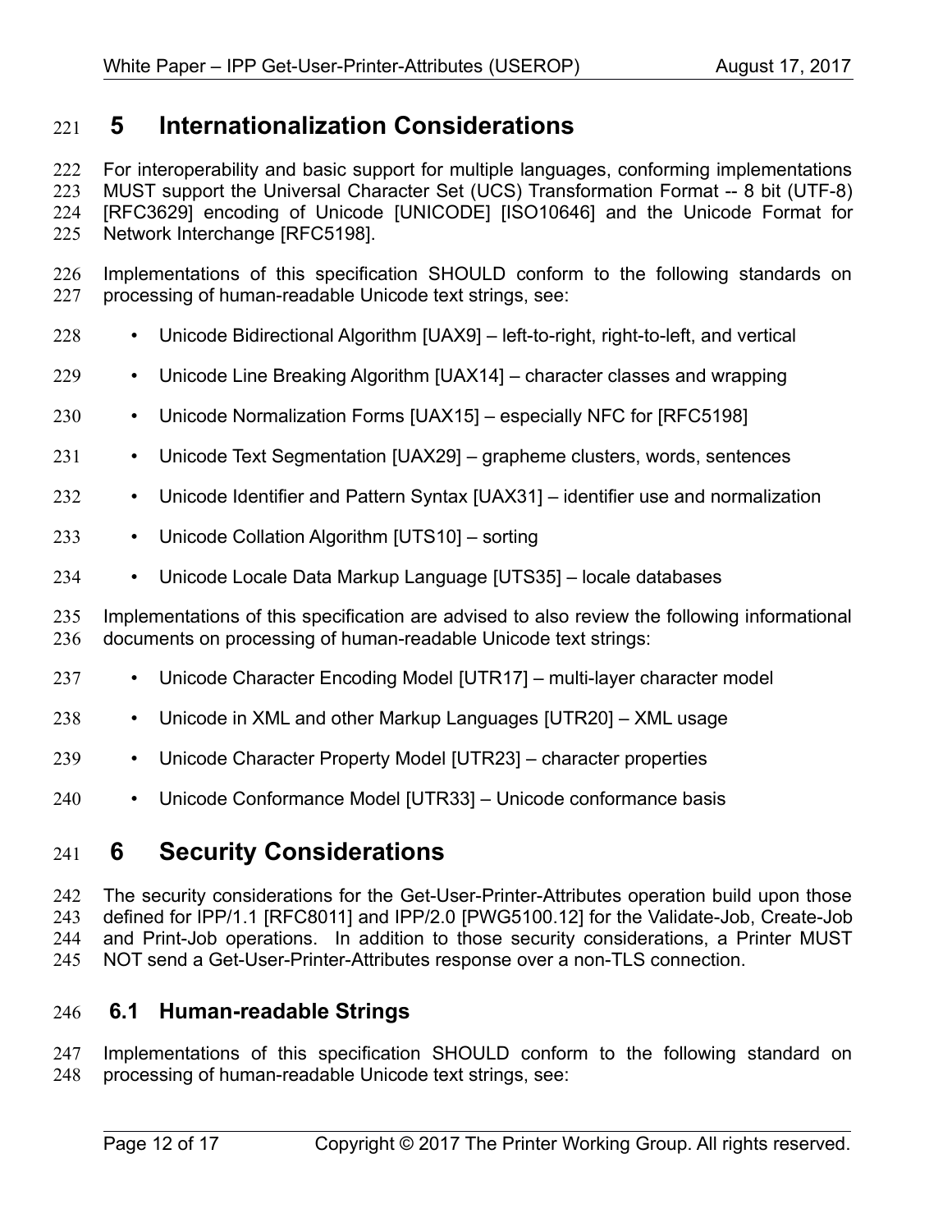# 5 Internationalization Considerations

For interoperability and basic support for multiple languages, conforming implementations MUST support the Universal Character Set (UCS) Transformation Format -- 8 bit (UTF-8) [RFC3629] encoding of Unicode [UNICODE] [ISO10646] and the Unicode Format for Network Interchange [RFC5198].

Implementations of this specification SHOULD conform to the following standards on processing of human-readable Unicode text strings, see:

- Unicode Bidirectional Algorithm [UAX9] – left-to-right, right-to-left, and vertical
- Unicode Line Breaking Algorithm [UAX14] – character classes and wrapping
- Unicode Normalization Forms [UAX15] – especially NFC for [RFC5198]
- Unicode Text Segmentation [UAX29] – grapheme clusters, words, sentences
- Unicode Identifier and Pattern Syntax [UAX31] – identifier use and normalization
- Unicode Collation Algorithm [UTS10] – sorting
- Unicode Locale Data Markup Language [UTS35] – locale databases

Implementations of this specification are advised to also review the following informational documents on processing of human-readable Unicode text strings:

- Unicode Character Encoding Model [UTR17] – multi-layer character model
- Unicode in XML and other Markup Languages [UTR20] – XML usage
- Unicode Character Property Model [UTR23] – character properties
- Unicode Conformance Model [UTR33] – Unicode conformance basis

# 6 Security Considerations

The security considerations for the Get-User-Printer-Attributes operation build upon those defined for IPP/1.1 [RFC8011] and IPP/2.0 [PWG5100.12] for the Validate-Job, Create-Job and Print-Job operations. In addition to those security considerations, a Printer MUST NOT send a Get-User-Printer-Attributes response over a non-TLS connection.

## 6.1 Human-readable Strings

Implementations of this specification SHOULD conform to the following standard on processing of human-readable Unicode text strings, see: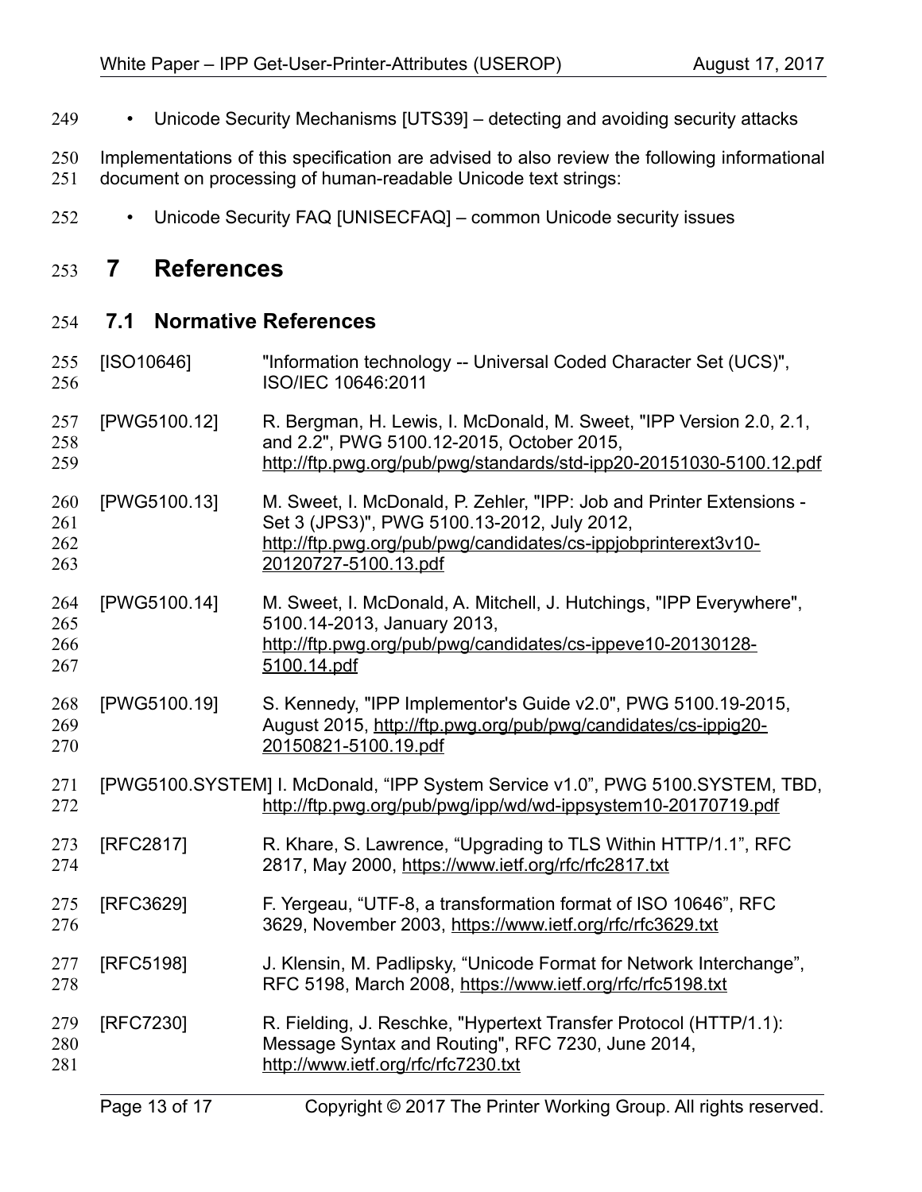- Unicode Security Mechanisms [UTS39] – detecting and avoiding security attacks

Implementations of this specification are advised to also review the following informational document on processing of human-readable Unicode text strings:

- Unicode Security FAQ [UNISECFAQ] – common Unicode security issues

# 7 References

## 7.1 Normative References

[ISO10646] "Information technology -- Universal Coded Character Set (UCS)", ISO/IEC 10646:2011

[PWG5100.12] R. Bergman, H. Lewis, I. McDonald, M. Sweet, "IPP Version 2.0, 2.1, and 2.2", PWG 5100.12-2015, October 2015, http://ftp.pwg.org/pub/pwg/standards/std-ipp20-20151030-5100.12.pdf

[PWG5100.13] M. Sweet, I. McDonald, P. Zehler, "IPP: Job and Printer Extensions - Set 3 (JPS3)", PWG 5100.13-2012, July 2012, http://ftp.pwg.org/pub/pwg/candidates/cs-ippjobprinterext3v10-20120727-5100.13.pdf

[PWG5100.14] M. Sweet, I. McDonald, A. Mitchell, J. Hutchings, "IPP Everywhere", 5100.14-2013, January 2013, http://ftp.pwg.org/pub/pwg/candidates/cs-ippeve10-20130128-5100.14.pdf

[PWG5100.19] S. Kennedy, "IPP Implementor's Guide v2.0", PWG 5100.19-2015, August 2015, http://ftp.pwg.org/pub/pwg/candidates/cs-ippig20-20150821-5100.19.pdf

[PWG5100.SYSTEM] I. McDonald, “IPP System Service v1.0”, PWG 5100.SYSTEM, TBD, http://ftp.pwg.org/pub/pwg/ipp/wd/wd-ippsystem10-20170719.pdf

[RFC2817] R. Khare, S. Lawrence, “Upgrading to TLS Within HTTP/1.1”, RFC 2817, May 2000, https://www.ietf.org/rfc/rfc2817.txt

[RFC3629] F. Yergeau, “UTF-8, a transformation format of ISO 10646”, RFC 3629, November 2003, https://www.ietf.org/rfc/rfc3629.txt

[RFC5198] J. Klensin, M. Padlipsky, “Unicode Format for Network Interchange”, RFC 5198, March 2008, https://www.ietf.org/rfc/rfc5198.txt

[RFC7230] R. Fielding, J. Reschke, "Hypertext Transfer Protocol (HTTP/1.1): Message Syntax and Routing", RFC 7230, June 2014, http://www.ietf.org/rfc/rfc7230.txt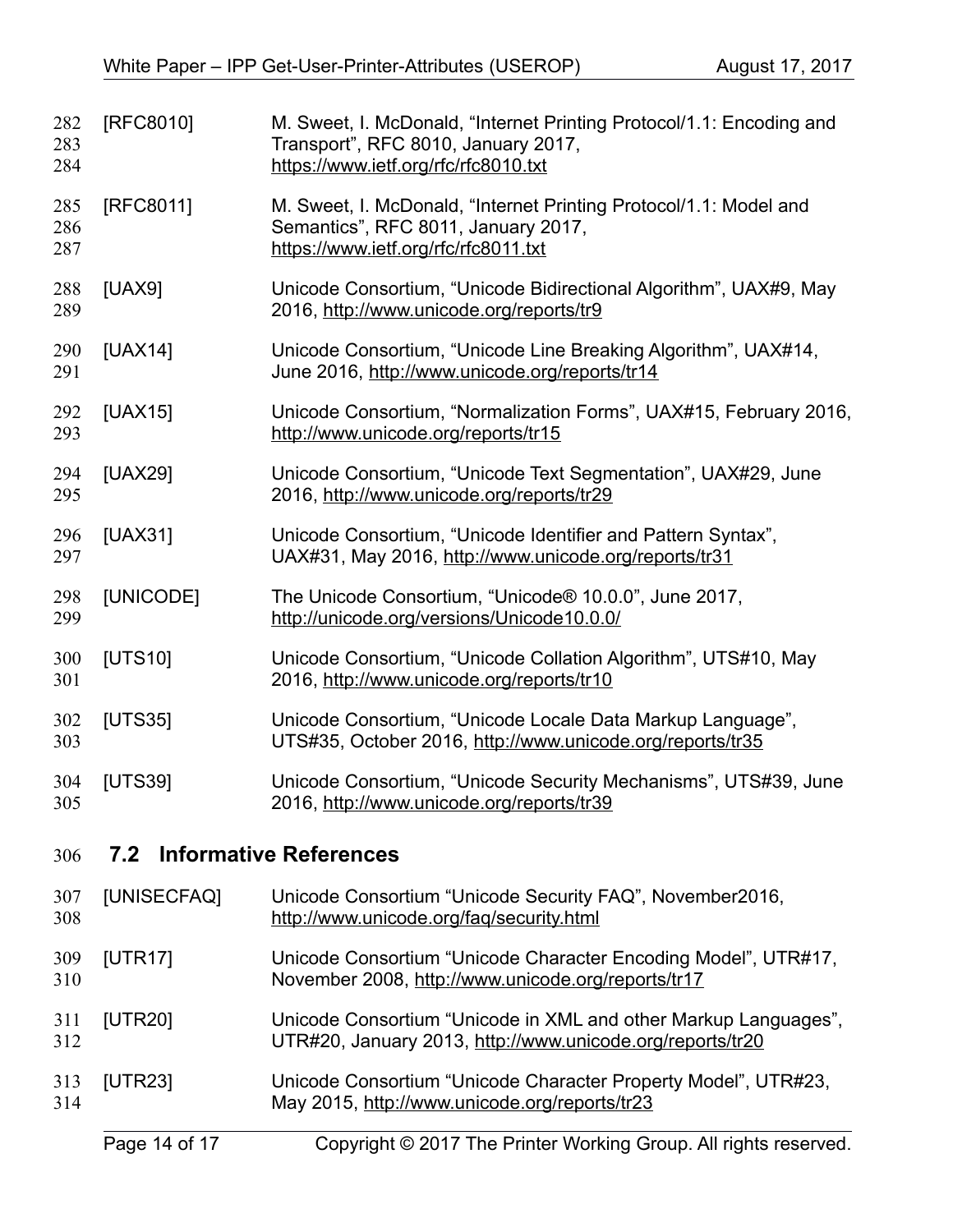[RFC8010] M. Sweet, I. McDonald, "Internet Printing Protocol/1.1: Encoding and Transport", RFC 8010, January 2017, https://www.ietf.org/rfc/rfc8010.txt

[RFC8011] M. Sweet, I. McDonald, "Internet Printing Protocol/1.1: Model and Semantics", RFC 8011, January 2017, https://www.ietf.org/rfc/rfc8011.txt

[UAX9] Unicode Consortium, "Unicode Bidirectional Algorithm", UAX#9, May 2016, http://www.unicode.org/reports/tr9

[UAX14] Unicode Consortium, "Unicode Line Breaking Algorithm", UAX#14, June 2016, http://www.unicode.org/reports/tr14

[UAX15] Unicode Consortium, "Normalization Forms", UAX#15, February 2016, http://www.unicode.org/reports/tr15

[UAX29] Unicode Consortium, "Unicode Text Segmentation", UAX#29, June 2016, http://www.unicode.org/reports/tr29

[UAX31] Unicode Consortium, "Unicode Identifier and Pattern Syntax", UAX#31, May 2016, http://www.unicode.org/reports/tr31

[UNICODE] The Unicode Consortium, "Unicode® 10.0.0", June 2017, http://unicode.org/versions/Unicode10.0.0/

[UTS10] Unicode Consortium, "Unicode Collation Algorithm", UTS#10, May 2016, http://www.unicode.org/reports/tr10

[UTS35] Unicode Consortium, "Unicode Locale Data Markup Language", UTS#35, October 2016, http://www.unicode.org/reports/tr35

[UTS39] Unicode Consortium, "Unicode Security Mechanisms", UTS#39, June 2016, http://www.unicode.org/reports/tr39

## 7.2 Informative References

[UNISECFAQ] Unicode Consortium "Unicode Security FAQ", November2016, http://www.unicode.org/faq/security.html

[UTR17] Unicode Consortium "Unicode Character Encoding Model", UTR#17, November 2008, http://www.unicode.org/reports/tr17

[UTR20] Unicode Consortium "Unicode in XML and other Markup Languages", UTR#20, January 2013, http://www.unicode.org/reports/tr20

[UTR23] Unicode Consortium "Unicode Character Property Model", UTR#23, May 2015, http://www.unicode.org/reports/tr23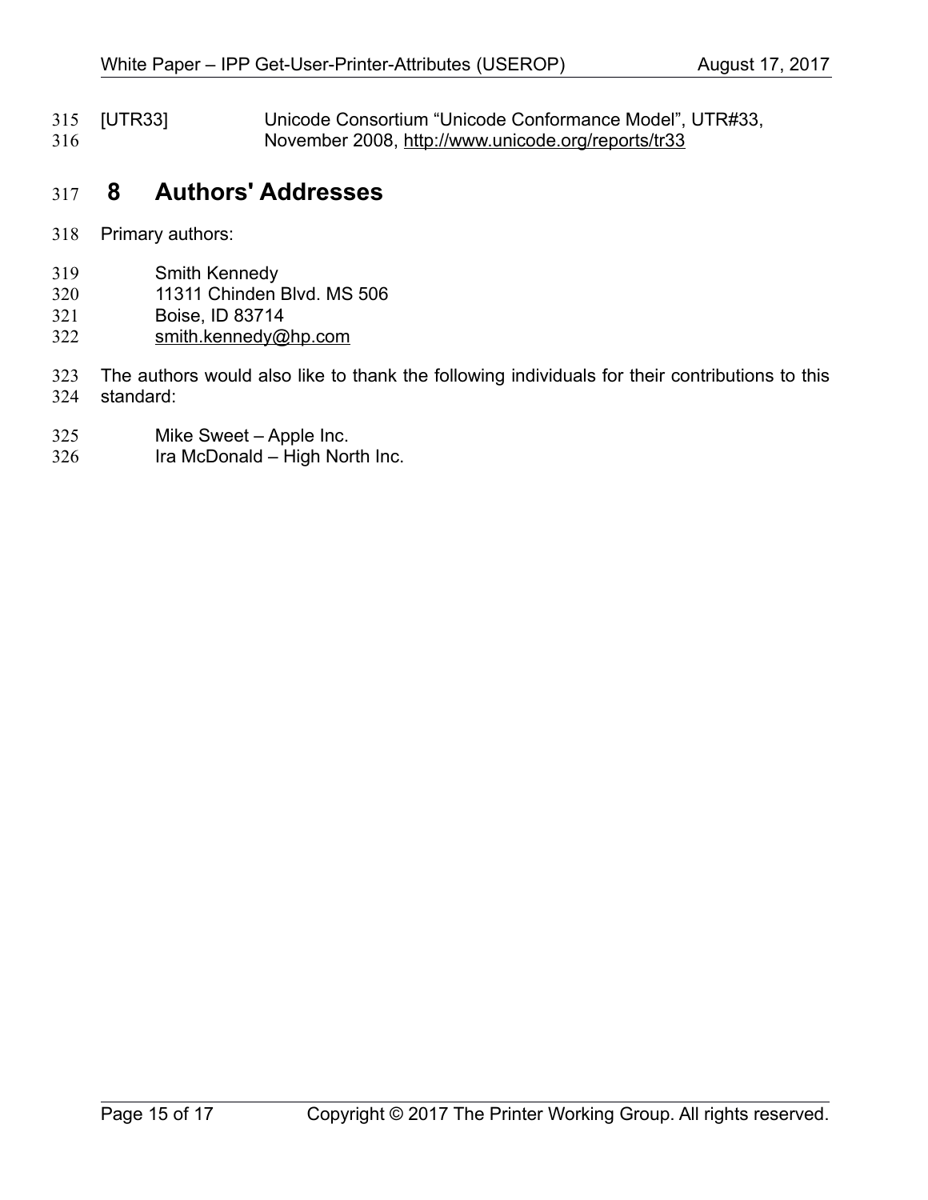[UTR33] Unicode Consortium “Unicode Conformance Model”, UTR#33, November 2008, http://www.unicode.org/reports/tr33

# 8 Authors' Addresses

Primary authors:

Smith Kennedy
11311 Chinden Blvd. MS 506
Boise, ID 83714
smith.kennedy@hp.com

The authors would also like to thank the following individuals for their contributions to this standard:

Mike Sweet – Apple Inc.
Ira McDonald – High North Inc.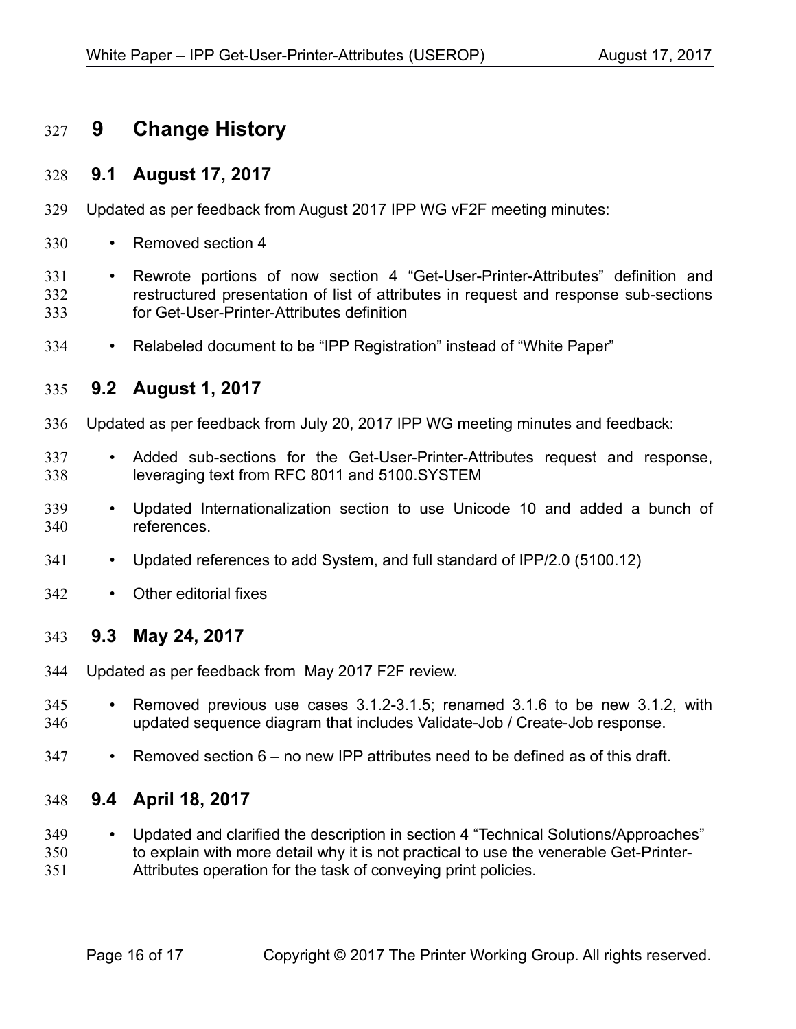# 9 Change History

## 9.1 August 17, 2017

Updated as per feedback from August 2017 IPP WG vF2F meeting minutes:

- Removed section 4
- Rewrote portions of now section 4 “Get-User-Printer-Attributes” definition and restructured presentation of list of attributes in request and response sub-sections for Get-User-Printer-Attributes definition
- Relabeled document to be “IPP Registration” instead of “White Paper”

## 9.2 August 1, 2017

Updated as per feedback from July 20, 2017 IPP WG meeting minutes and feedback:

- Added sub-sections for the Get-User-Printer-Attributes request and response, leveraging text from RFC 8011 and 5100.SYSTEM
- Updated Internationalization section to use Unicode 10 and added a bunch of references.
- Updated references to add System, and full standard of IPP/2.0 (5100.12)
- Other editorial fixes

## 9.3 May 24, 2017

Updated as per feedback from May 2017 F2F review.

- Removed previous use cases 3.1.2-3.1.5; renamed 3.1.6 to be new 3.1.2, with updated sequence diagram that includes Validate-Job / Create-Job response.
- Removed section 6 – no new IPP attributes need to be defined as of this draft.

## 9.4 April 18, 2017

- Updated and clarified the description in section 4 “Technical Solutions/Approaches” to explain with more detail why it is not practical to use the venerable Get-Printer-Attributes operation for the task of conveying print policies.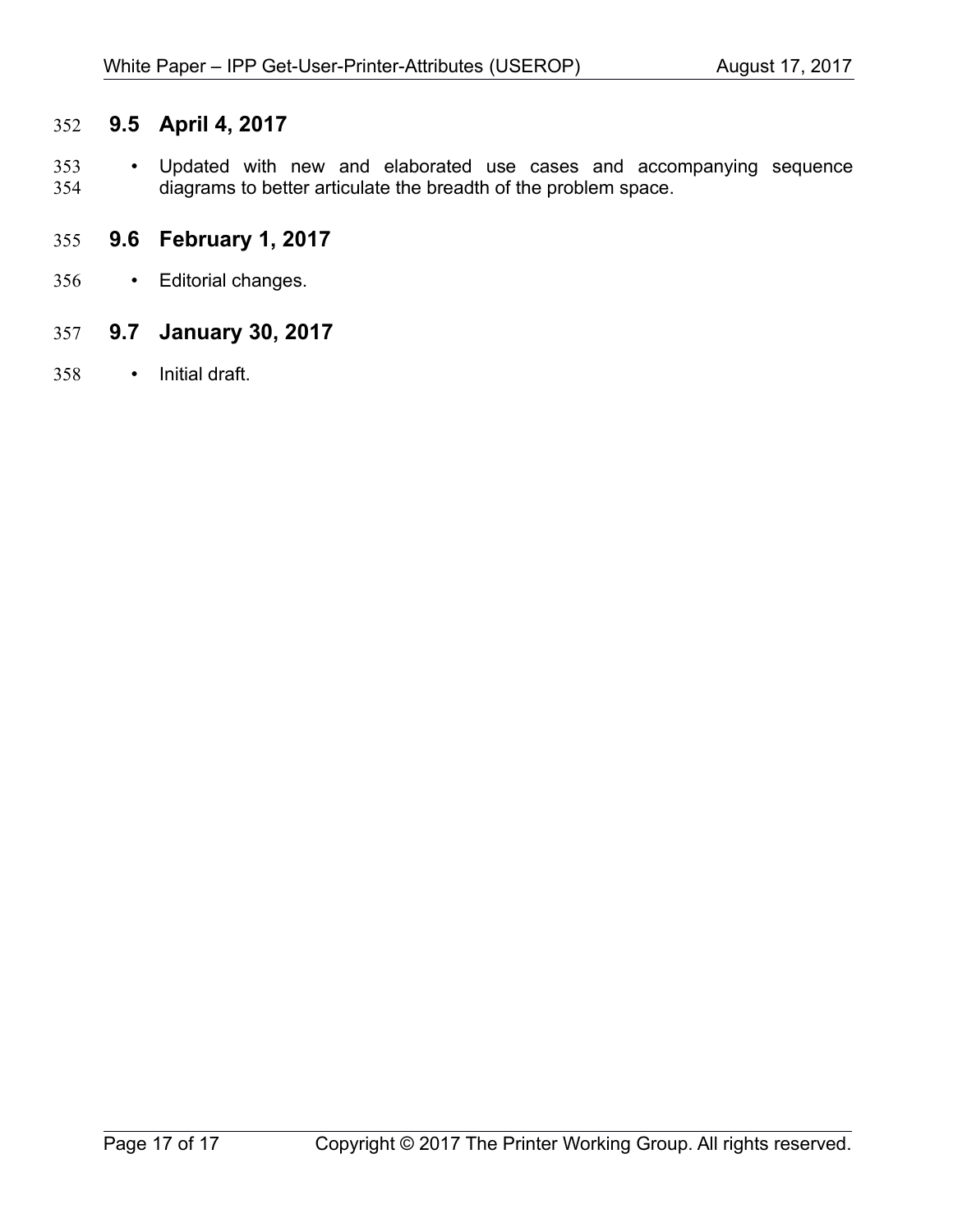## 9.5 April 4, 2017

- Updated with new and elaborated use cases and accompanying sequence diagrams to better articulate the breadth of the problem space.

## 9.6 February 1, 2017

- Editorial changes.

## 9.7 January 30, 2017

- Initial draft.